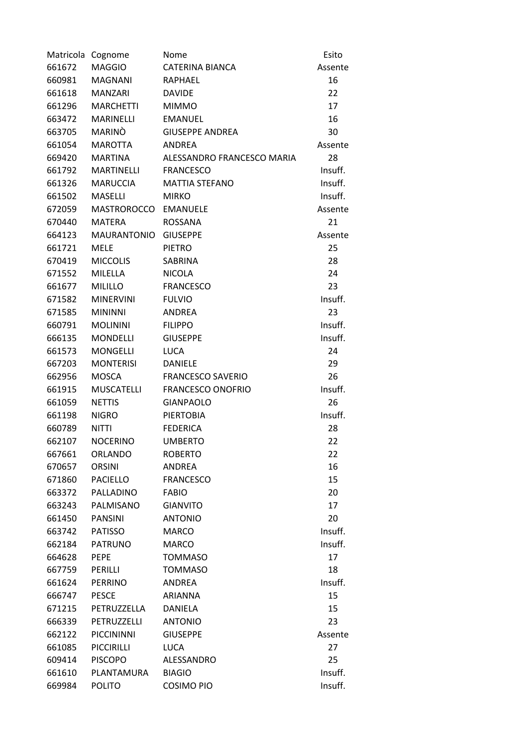| Matricola | Cognome | Nome | Esito |
|---|---|---|---|
| 661672 | MAGGIO | CATERINA BIANCA | Assente |
| 660981 | MAGNANI | RAPHAEL | 16 |
| 661618 | MANZARI | DAVIDE | 22 |
| 661296 | MARCHETTI | MIMMO | 17 |
| 663472 | MARINELLI | EMANUEL | 16 |
| 663705 | MARINÒ | GIUSEPPE ANDREA | 30 |
| 661054 | MAROTTA | ANDREA | Assente |
| 669420 | MARTINA | ALESSANDRO FRANCESCO MARIA | 28 |
| 661792 | MARTINELLI | FRANCESCO | Insuff. |
| 661326 | MARUCCIA | MATTIA STEFANO | Insuff. |
| 661502 | MASELLI | MIRKO | Insuff. |
| 672059 | MASTROROCCO | EMANUELE | Assente |
| 670440 | MATERA | ROSSANA | 21 |
| 664123 | MAURANTONIO | GIUSEPPE | Assente |
| 661721 | MELE | PIETRO | 25 |
| 670419 | MICCOLIS | SABRINA | 28 |
| 671552 | MILELLA | NICOLA | 24 |
| 661677 | MILILLO | FRANCESCO | 23 |
| 671582 | MINERVINI | FULVIO | Insuff. |
| 671585 | MININNI | ANDREA | 23 |
| 660791 | MOLININI | FILIPPO | Insuff. |
| 666135 | MONDELLI | GIUSEPPE | Insuff. |
| 661573 | MONGELLI | LUCA | 24 |
| 667203 | MONTERISI | DANIELE | 29 |
| 662956 | MOSCA | FRANCESCO SAVERIO | 26 |
| 661915 | MUSCATELLI | FRANCESCO ONOFRIO | Insuff. |
| 661059 | NETTIS | GIANPAOLO | 26 |
| 661198 | NIGRO | PIERTOBIA | Insuff. |
| 660789 | NITTI | FEDERICA | 28 |
| 662107 | NOCERINO | UMBERTO | 22 |
| 667661 | ORLANDO | ROBERTO | 22 |
| 670657 | ORSINI | ANDREA | 16 |
| 671860 | PACIELLO | FRANCESCO | 15 |
| 663372 | PALLADINO | FABIO | 20 |
| 663243 | PALMISANO | GIANVITO | 17 |
| 661450 | PANSINI | ANTONIO | 20 |
| 663742 | PATISSO | MARCO | Insuff. |
| 662184 | PATRUNO | MARCO | Insuff. |
| 664628 | PEPE | TOMMASO | 17 |
| 667759 | PERILLI | TOMMASO | 18 |
| 661624 | PERRINO | ANDREA | Insuff. |
| 666747 | PESCE | ARIANNA | 15 |
| 671215 | PETRUZZELLA | DANIELA | 15 |
| 666339 | PETRUZZELLI | ANTONIO | 23 |
| 662122 | PICCININNI | GIUSEPPE | Assente |
| 661085 | PICCIRILLI | LUCA | 27 |
| 609414 | PISCOPO | ALESSANDRO | 25 |
| 661610 | PLANTAMURA | BIAGIO | Insuff. |
| 669984 | POLITO | COSIMO PIO | Insuff. |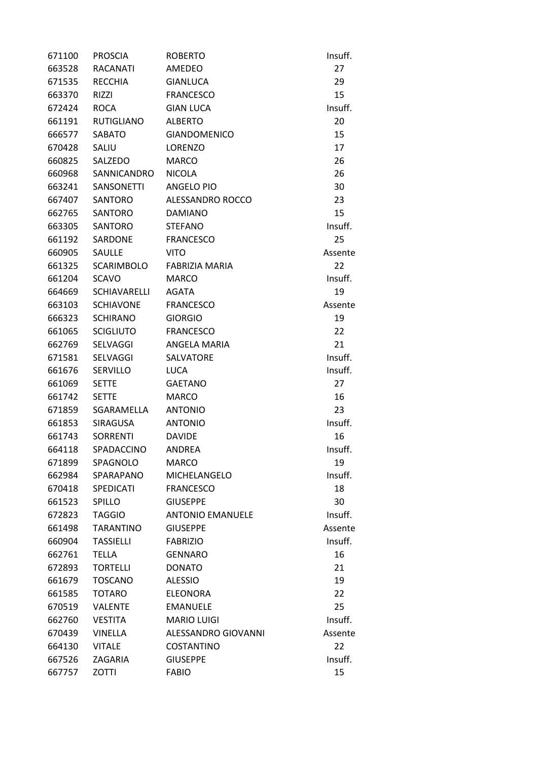| | | | |
|---|---|---|---|
| 671100 | PROSCIA | ROBERTO | Insuff. |
| 663528 | RACANATI | AMEDEO | 27 |
| 671535 | RECCHIA | GIANLUCA | 29 |
| 663370 | RIZZI | FRANCESCO | 15 |
| 672424 | ROCA | GIAN LUCA | Insuff. |
| 661191 | RUTIGLIANO | ALBERTO | 20 |
| 666577 | SABATO | GIANDOMENICO | 15 |
| 670428 | SALIU | LORENZO | 17 |
| 660825 | SALZEDO | MARCO | 26 |
| 660968 | SANNICANDRO | NICOLA | 26 |
| 663241 | SANSONETTI | ANGELO PIO | 30 |
| 667407 | SANTORO | ALESSANDRO ROCCO | 23 |
| 662765 | SANTORO | DAMIANO | 15 |
| 663305 | SANTORO | STEFANO | Insuff. |
| 661192 | SARDONE | FRANCESCO | 25 |
| 660905 | SAULLE | VITO | Assente |
| 661325 | SCARIMBOLO | FABRIZIA MARIA | 22 |
| 661204 | SCAVO | MARCO | Insuff. |
| 664669 | SCHIAVARELLI | AGATA | 19 |
| 663103 | SCHIAVONE | FRANCESCO | Assente |
| 666323 | SCHIRANO | GIORGIO | 19 |
| 661065 | SCIGLIUTO | FRANCESCO | 22 |
| 662769 | SELVAGGI | ANGELA MARIA | 21 |
| 671581 | SELVAGGI | SALVATORE | Insuff. |
| 661676 | SERVILLO | LUCA | Insuff. |
| 661069 | SETTE | GAETANO | 27 |
| 661742 | SETTE | MARCO | 16 |
| 671859 | SGARAMELLA | ANTONIO | 23 |
| 661853 | SIRAGUSA | ANTONIO | Insuff. |
| 661743 | SORRENTI | DAVIDE | 16 |
| 664118 | SPADACCINO | ANDREA | Insuff. |
| 671899 | SPAGNOLO | MARCO | 19 |
| 662984 | SPARAPANO | MICHELANGELO | Insuff. |
| 670418 | SPEDICATI | FRANCESCO | 18 |
| 661523 | SPILLO | GIUSEPPE | 30 |
| 672823 | TAGGIO | ANTONIO EMANUELE | Insuff. |
| 661498 | TARANTINO | GIUSEPPE | Assente |
| 660904 | TASSIELLI | FABRIZIO | Insuff. |
| 662761 | TELLA | GENNARO | 16 |
| 672893 | TORTELLI | DONATO | 21 |
| 661679 | TOSCANO | ALESSIO | 19 |
| 661585 | TOTARO | ELEONORA | 22 |
| 670519 | VALENTE | EMANUELE | 25 |
| 662760 | VESTITA | MARIO LUIGI | Insuff. |
| 670439 | VINELLA | ALESSANDRO GIOVANNI | Assente |
| 664130 | VITALE | COSTANTINO | 22 |
| 667526 | ZAGARIA | GIUSEPPE | Insuff. |
| 667757 | ZOTTI | FABIO | 15 |